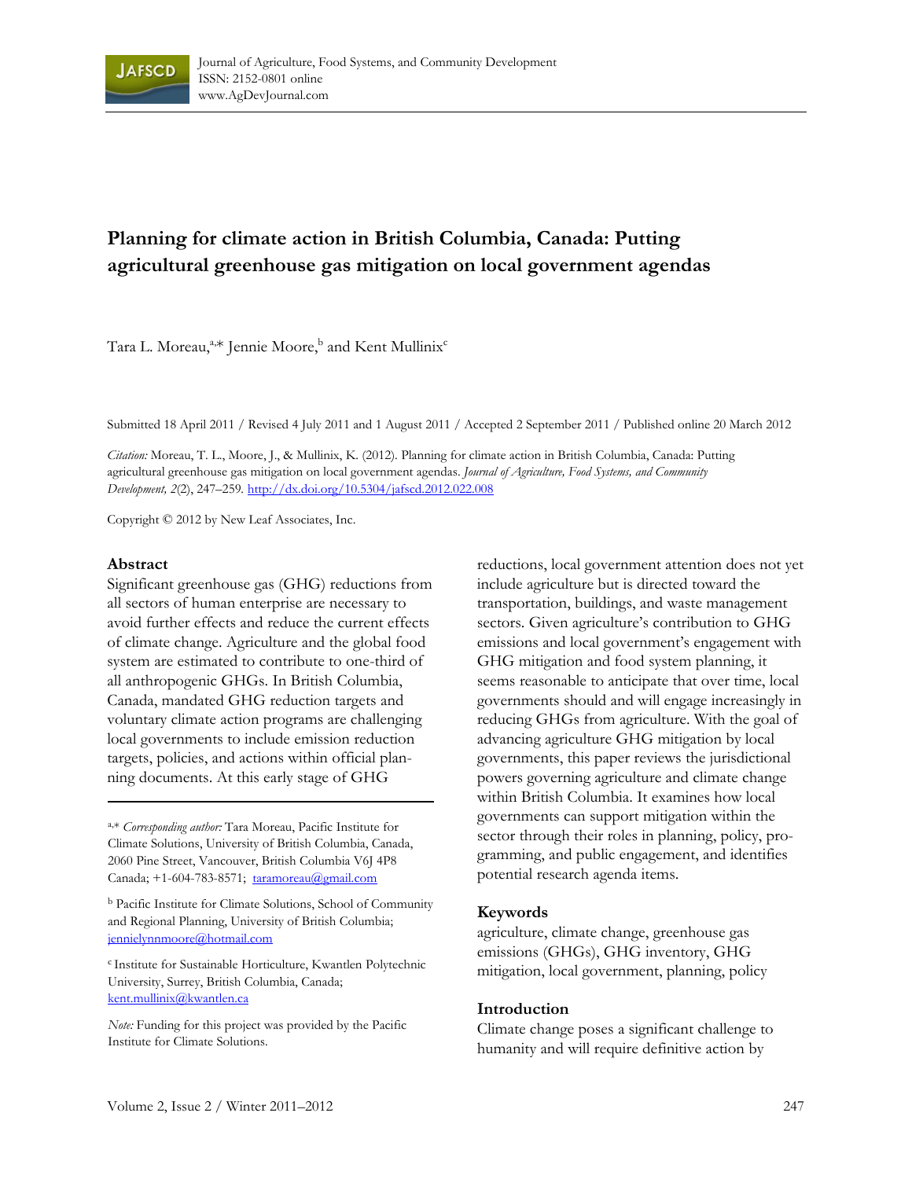Journal of Agriculture, Food Systems, and Community Development
ISSN: 2152-0801 online
www.AgDevJournal.com

# Planning for climate action in British Columbia, Canada: Putting agricultural greenhouse gas mitigation on local government agendas

Tara L. Moreau,[a,*] Jennie Moore,[b] and Kent Mullinix[c]

Submitted 18 April 2011 / Revised 4 July 2011 and 1 August 2011 / Accepted 2 September 2011 / Published online 20 March 2012

*Citation:* Moreau, T. L., Moore, J., & Mullinix, K. (2012). Planning for climate action in British Columbia, Canada: Putting agricultural greenhouse gas mitigation on local government agendas. *Journal of Agriculture, Food Systems, and Community Development, 2*(2), 247–259. http://dx.doi.org/10.5304/jafscd.2012.022.008

Copyright © 2012 by New Leaf Associates, Inc.

## Abstract

Significant greenhouse gas (GHG) reductions from all sectors of human enterprise are necessary to avoid further effects and reduce the current effects of climate change. Agriculture and the global food system are estimated to contribute to one-third of all anthropogenic GHGs. In British Columbia, Canada, mandated GHG reduction targets and voluntary climate action programs are challenging local governments to include emission reduction targets, policies, and actions within official planning documents. At this early stage of GHG reductions, local government attention does not yet include agriculture but is directed toward the transportation, buildings, and waste management sectors. Given agriculture's contribution to GHG emissions and local government's engagement with GHG mitigation and food system planning, it seems reasonable to anticipate that over time, local governments should and will engage increasingly in reducing GHGs from agriculture. With the goal of advancing agriculture GHG mitigation by local governments, this paper reviews the jurisdictional powers governing agriculture and climate change within British Columbia. It examines how local governments can support mitigation within the sector through their roles in planning, policy, programming, and public engagement, and identifies potential research agenda items.

## Keywords

agriculture, climate change, greenhouse gas emissions (GHGs), GHG inventory, GHG mitigation, local government, planning, policy

[a,*] *Corresponding author:* Tara Moreau, Pacific Institute for Climate Solutions, University of British Columbia, Canada, 2060 Pine Street, Vancouver, British Columbia V6J 4P8 Canada; +1-604-783-8571; taramoreau@gmail.com

[b] Pacific Institute for Climate Solutions, School of Community and Regional Planning, University of British Columbia; jennielynnmoore@hotmail.com

[c] Institute for Sustainable Horticulture, Kwantlen Polytechnic University, Surrey, British Columbia, Canada; kent.mullinix@kwantlen.ca

*Note:* Funding for this project was provided by the Pacific Institute for Climate Solutions.

## Introduction

Climate change poses a significant challenge to humanity and will require definitive action by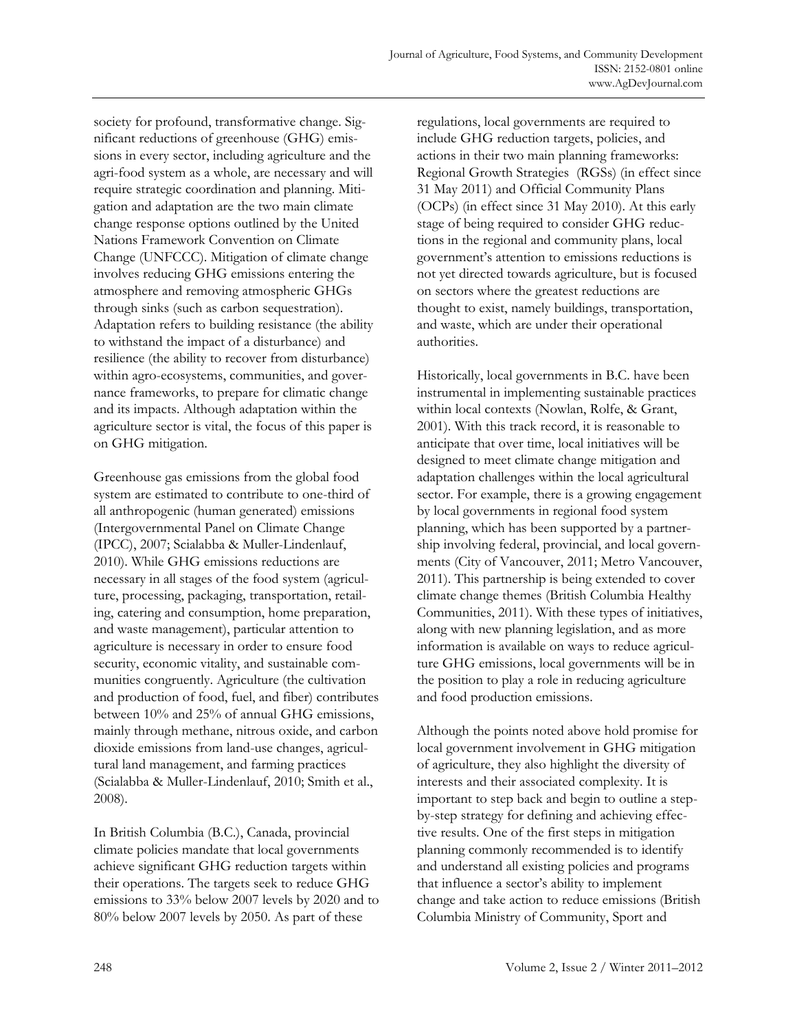society for profound, transformative change. Significant reductions of greenhouse (GHG) emissions in every sector, including agriculture and the agri-food system as a whole, are necessary and will require strategic coordination and planning. Mitigation and adaptation are the two main climate change response options outlined by the United Nations Framework Convention on Climate Change (UNFCCC). Mitigation of climate change involves reducing GHG emissions entering the atmosphere and removing atmospheric GHGs through sinks (such as carbon sequestration). Adaptation refers to building resistance (the ability to withstand the impact of a disturbance) and resilience (the ability to recover from disturbance) within agro-ecosystems, communities, and governance frameworks, to prepare for climatic change and its impacts. Although adaptation within the agriculture sector is vital, the focus of this paper is on GHG mitigation.

Greenhouse gas emissions from the global food system are estimated to contribute to one-third of all anthropogenic (human generated) emissions (Intergovernmental Panel on Climate Change (IPCC), 2007; Scialabba & Muller-Lindenlauf, 2010). While GHG emissions reductions are necessary in all stages of the food system (agriculture, processing, packaging, transportation, retailing, catering and consumption, home preparation, and waste management), particular attention to agriculture is necessary in order to ensure food security, economic vitality, and sustainable communities congruently. Agriculture (the cultivation and production of food, fuel, and fiber) contributes between 10% and 25% of annual GHG emissions, mainly through methane, nitrous oxide, and carbon dioxide emissions from land-use changes, agricultural land management, and farming practices (Scialabba & Muller-Lindenlauf, 2010; Smith et al., 2008).

In British Columbia (B.C.), Canada, provincial climate policies mandate that local governments achieve significant GHG reduction targets within their operations. The targets seek to reduce GHG emissions to 33% below 2007 levels by 2020 and to 80% below 2007 levels by 2050. As part of these regulations, local governments are required to include GHG reduction targets, policies, and actions in their two main planning frameworks: Regional Growth Strategies (RGSs) (in effect since 31 May 2011) and Official Community Plans (OCPs) (in effect since 31 May 2010). At this early stage of being required to consider GHG reductions in the regional and community plans, local government's attention to emissions reductions is not yet directed towards agriculture, but is focused on sectors where the greatest reductions are thought to exist, namely buildings, transportation, and waste, which are under their operational authorities.

Historically, local governments in B.C. have been instrumental in implementing sustainable practices within local contexts (Nowlan, Rolfe, & Grant, 2001). With this track record, it is reasonable to anticipate that over time, local initiatives will be designed to meet climate change mitigation and adaptation challenges within the local agricultural sector. For example, there is a growing engagement by local governments in regional food system planning, which has been supported by a partnership involving federal, provincial, and local governments (City of Vancouver, 2011; Metro Vancouver, 2011). This partnership is being extended to cover climate change themes (British Columbia Healthy Communities, 2011). With these types of initiatives, along with new planning legislation, and as more information is available on ways to reduce agriculture GHG emissions, local governments will be in the position to play a role in reducing agriculture and food production emissions.

Although the points noted above hold promise for local government involvement in GHG mitigation of agriculture, they also highlight the diversity of interests and their associated complexity. It is important to step back and begin to outline a step-by-step strategy for defining and achieving effective results. One of the first steps in mitigation planning commonly recommended is to identify and understand all existing policies and programs that influence a sector's ability to implement change and take action to reduce emissions (British Columbia Ministry of Community, Sport and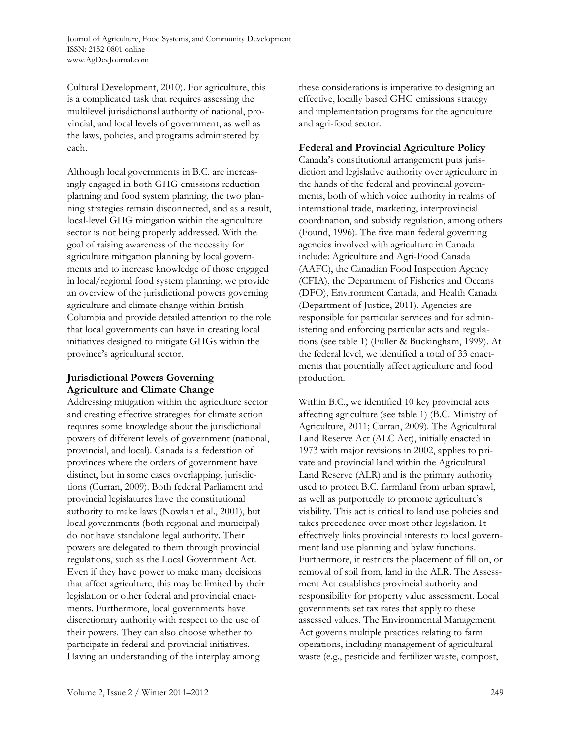Cultural Development, 2010). For agriculture, this is a complicated task that requires assessing the multilevel jurisdictional authority of national, provincial, and local levels of government, as well as the laws, policies, and programs administered by each.

Although local governments in B.C. are increasingly engaged in both GHG emissions reduction planning and food system planning, the two planning strategies remain disconnected, and as a result, local-level GHG mitigation within the agriculture sector is not being properly addressed. With the goal of raising awareness of the necessity for agriculture mitigation planning by local governments and to increase knowledge of those engaged in local/regional food system planning, we provide an overview of the jurisdictional powers governing agriculture and climate change within British Columbia and provide detailed attention to the role that local governments can have in creating local initiatives designed to mitigate GHGs within the province's agricultural sector.

## Jurisdictional Powers Governing Agriculture and Climate Change

Addressing mitigation within the agriculture sector and creating effective strategies for climate action requires some knowledge about the jurisdictional powers of different levels of government (national, provincial, and local). Canada is a federation of provinces where the orders of government have distinct, but in some cases overlapping, jurisdictions (Curran, 2009). Both federal Parliament and provincial legislatures have the constitutional authority to make laws (Nowlan et al., 2001), but local governments (both regional and municipal) do not have standalone legal authority. Their powers are delegated to them through provincial regulations, such as the Local Government Act. Even if they have power to make many decisions that affect agriculture, this may be limited by their legislation or other federal and provincial enactments. Furthermore, local governments have discretionary authority with respect to the use of their powers. They can also choose whether to participate in federal and provincial initiatives. Having an understanding of the interplay among these considerations is imperative to designing an effective, locally based GHG emissions strategy and implementation programs for the agriculture and agri-food sector.

## Federal and Provincial Agriculture Policy

Canada's constitutional arrangement puts jurisdiction and legislative authority over agriculture in the hands of the federal and provincial governments, both of which voice authority in realms of international trade, marketing, interprovincial coordination, and subsidy regulation, among others (Found, 1996). The five main federal governing agencies involved with agriculture in Canada include: Agriculture and Agri-Food Canada (AAFC), the Canadian Food Inspection Agency (CFIA), the Department of Fisheries and Oceans (DFO), Environment Canada, and Health Canada (Department of Justice, 2011). Agencies are responsible for particular services and for administering and enforcing particular acts and regulations (see table 1) (Fuller & Buckingham, 1999). At the federal level, we identified a total of 33 enactments that potentially affect agriculture and food production.

Within B.C., we identified 10 key provincial acts affecting agriculture (see table 1) (B.C. Ministry of Agriculture, 2011; Curran, 2009). The Agricultural Land Reserve Act (ALC Act), initially enacted in 1973 with major revisions in 2002, applies to private and provincial land within the Agricultural Land Reserve (ALR) and is the primary authority used to protect B.C. farmland from urban sprawl, as well as purportedly to promote agriculture's viability. This act is critical to land use policies and takes precedence over most other legislation. It effectively links provincial interests to local government land use planning and bylaw functions. Furthermore, it restricts the placement of fill on, or removal of soil from, land in the ALR. The Assessment Act establishes provincial authority and responsibility for property value assessment. Local governments set tax rates that apply to these assessed values. The Environmental Management Act governs multiple practices relating to farm operations, including management of agricultural waste (e.g., pesticide and fertilizer waste, compost,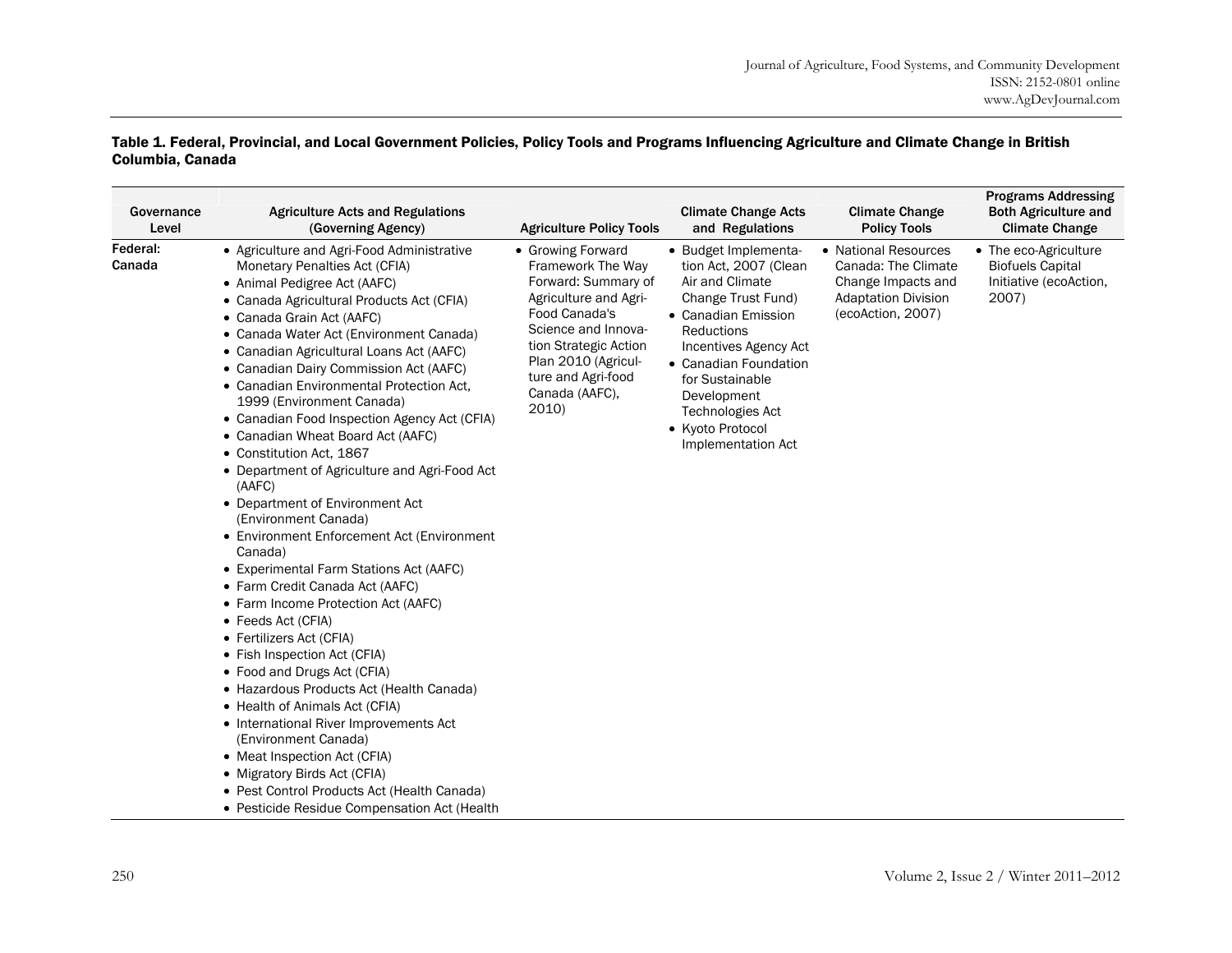**Table 1. Federal, Provincial, and Local Government Policies, Policy Tools and Programs Influencing Agriculture and Climate Change in British Columbia, Canada**

| Governance Level | Agriculture Acts and Regulations (Governing Agency) | Agriculture Policy Tools | Climate Change Acts and Regulations | Climate Change Policy Tools | Programs Addressing Both Agriculture and Climate Change |
|---|---|---|---|---|---|
| **Federal: Canada** | • Agriculture and Agri-Food Administrative Monetary Penalties Act (CFIA)<br>• Animal Pedigree Act (AAFC)<br>• Canada Agricultural Products Act (CFIA)<br>• Canada Grain Act (AAFC)<br>• Canada Water Act (Environment Canada)<br>• Canadian Agricultural Loans Act (AAFC)<br>• Canadian Dairy Commission Act (AAFC)<br>• Canadian Environmental Protection Act, 1999 (Environment Canada)<br>• Canadian Food Inspection Agency Act (CFIA)<br>• Canadian Wheat Board Act (AAFC)<br>• Constitution Act, 1867<br>• Department of Agriculture and Agri-Food Act (AAFC)<br>• Department of Environment Act (Environment Canada)<br>• Environment Enforcement Act (Environment Canada)<br>• Experimental Farm Stations Act (AAFC)<br>• Farm Credit Canada Act (AAFC)<br>• Farm Income Protection Act (AAFC)<br>• Feeds Act (CFIA)<br>• Fertilizers Act (CFIA)<br>• Fish Inspection Act (CFIA)<br>• Food and Drugs Act (CFIA)<br>• Hazardous Products Act (Health Canada)<br>• Health of Animals Act (CFIA)<br>• International River Improvements Act (Environment Canada)<br>• Meat Inspection Act (CFIA)<br>• Migratory Birds Act (CFIA)<br>• Pest Control Products Act (Health Canada)<br>• Pesticide Residue Compensation Act (Health | • Growing Forward Framework The Way Forward: Summary of Agriculture and Agri-Food Canada's Science and Innovation Strategic Action Plan 2010 (Agriculture and Agri-food Canada (AAFC), 2010) | • Budget Implementation Act, 2007 (Clean Air and Climate Change Trust Fund)<br>• Canadian Emission Reductions Incentives Agency Act<br>• Canadian Foundation for Sustainable Development Technologies Act<br>• Kyoto Protocol Implementation Act | • National Resources Canada: The Climate Change Impacts and Adaptation Division (ecoAction, 2007) | • The eco-Agriculture Biofuels Capital Initiative (ecoAction, 2007) |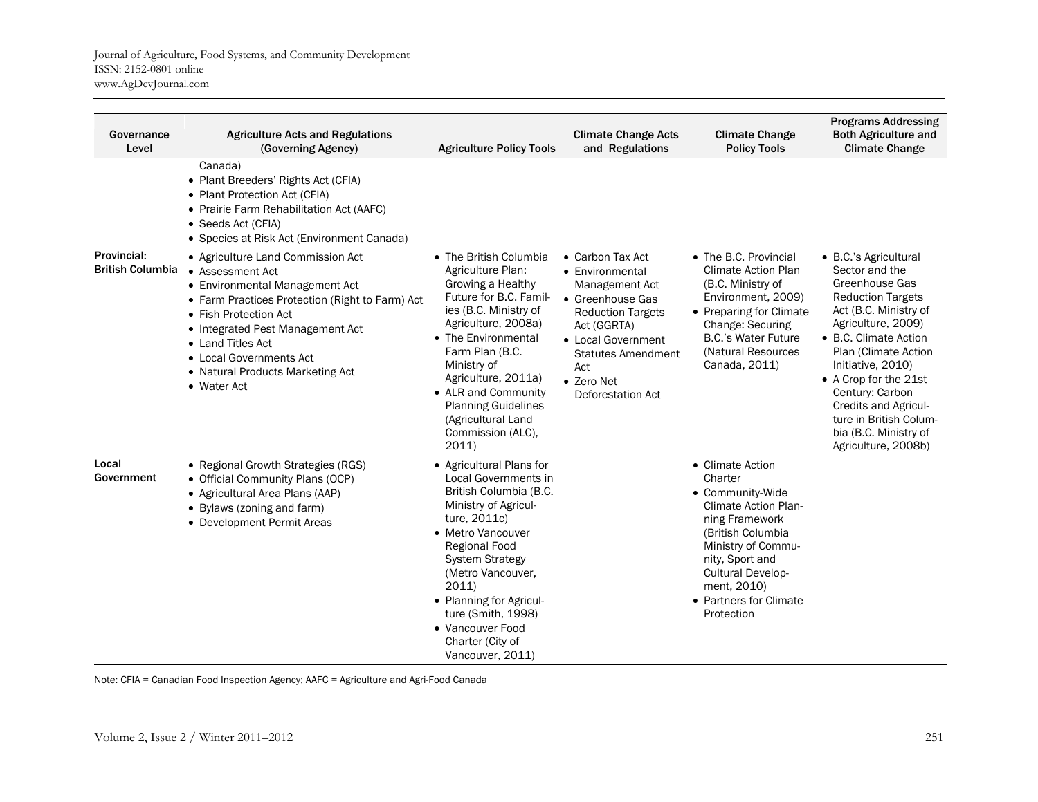| Governance Level | Agriculture Acts and Regulations (Governing Agency) | Agriculture Policy Tools | Climate Change Acts and Regulations | Climate Change Policy Tools | Programs Addressing Both Agriculture and Climate Change |
|---|---|---|---|---|---|
| | Canada)<br>• Plant Breeders' Rights Act (CFIA)<br>• Plant Protection Act (CFIA)<br>• Prairie Farm Rehabilitation Act (AAFC)<br>• Seeds Act (CFIA)<br>• Species at Risk Act (Environment Canada) | | | | |
| **Provincial: British Columbia** | • Agriculture Land Commission Act<br>• Assessment Act<br>• Environmental Management Act<br>• Farm Practices Protection (Right to Farm) Act<br>• Fish Protection Act<br>• Integrated Pest Management Act<br>• Land Titles Act<br>• Local Governments Act<br>• Natural Products Marketing Act<br>• Water Act | • The British Columbia Agriculture Plan: Growing a Healthy Future for B.C. Families (B.C. Ministry of Agriculture, 2008a)<br>• The Environmental Farm Plan (B.C. Ministry of Agriculture, 2011a)<br>• ALR and Community Planning Guidelines (Agricultural Land Commission (ALC), 2011) | • Carbon Tax Act<br>• Environmental Management Act<br>• Greenhouse Gas Reduction Targets Act (GGRTA)<br>• Local Government Statutes Amendment Act<br>• Zero Net Deforestation Act | • The B.C. Provincial Climate Action Plan (B.C. Ministry of Environment, 2009)<br>• Preparing for Climate Change: Securing B.C.'s Water Future (Natural Resources Canada, 2011) | • B.C.'s Agricultural Sector and the Greenhouse Gas Reduction Targets Act (B.C. Ministry of Agriculture, 2009)<br>• B.C. Climate Action Plan (Climate Action Initiative, 2010)<br>• A Crop for the 21st Century: Carbon Credits and Agriculture in British Columbia (B.C. Ministry of Agriculture, 2008b) |
| **Local Government** | • Regional Growth Strategies (RGS)<br>• Official Community Plans (OCP)<br>• Agricultural Area Plans (AAP)<br>• Bylaws (zoning and farm)<br>• Development Permit Areas | • Agricultural Plans for Local Governments in British Columbia (B.C. Ministry of Agriculture, 2011c)<br>• Metro Vancouver Regional Food System Strategy (Metro Vancouver, 2011)<br>• Planning for Agriculture (Smith, 1998)<br>• Vancouver Food Charter (City of Vancouver, 2011) | | • Climate Action Charter<br>• Community-Wide Climate Action Planning Framework (British Columbia Ministry of Community, Sport and Cultural Development, 2010)<br>• Partners for Climate Protection | |

Note: CFIA = Canadian Food Inspection Agency; AAFC = Agriculture and Agri-Food Canada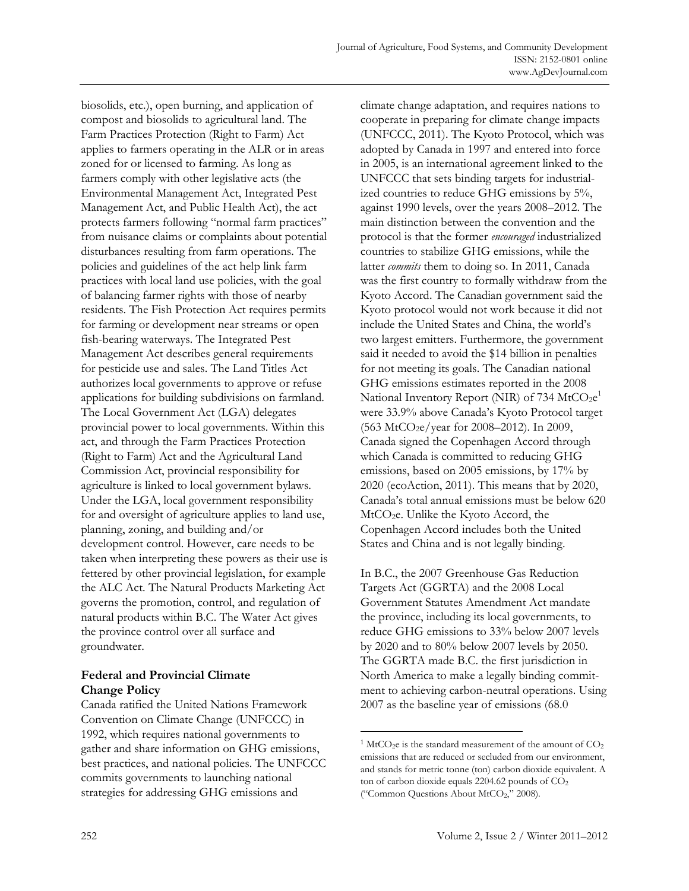biosolids, etc.), open burning, and application of compost and biosolids to agricultural land. The Farm Practices Protection (Right to Farm) Act applies to farmers operating in the ALR or in areas zoned for or licensed to farming. As long as farmers comply with other legislative acts (the Environmental Management Act, Integrated Pest Management Act, and Public Health Act), the act protects farmers following "normal farm practices" from nuisance claims or complaints about potential disturbances resulting from farm operations. The policies and guidelines of the act help link farm practices with local land use policies, with the goal of balancing farmer rights with those of nearby residents. The Fish Protection Act requires permits for farming or development near streams or open fish-bearing waterways. The Integrated Pest Management Act describes general requirements for pesticide use and sales. The Land Titles Act authorizes local governments to approve or refuse applications for building subdivisions on farmland. The Local Government Act (LGA) delegates provincial power to local governments. Within this act, and through the Farm Practices Protection (Right to Farm) Act and the Agricultural Land Commission Act, provincial responsibility for agriculture is linked to local government bylaws. Under the LGA, local government responsibility for and oversight of agriculture applies to land use, planning, zoning, and building and/or development control. However, care needs to be taken when interpreting these powers as their use is fettered by other provincial legislation, for example the ALC Act. The Natural Products Marketing Act governs the promotion, control, and regulation of natural products within B.C. The Water Act gives the province control over all surface and groundwater.

### Federal and Provincial Climate Change Policy

Canada ratified the United Nations Framework Convention on Climate Change (UNFCCC) in 1992, which requires national governments to gather and share information on GHG emissions, best practices, and national policies. The UNFCCC commits governments to launching national strategies for addressing GHG emissions and climate change adaptation, and requires nations to cooperate in preparing for climate change impacts (UNFCCC, 2011). The Kyoto Protocol, which was adopted by Canada in 1997 and entered into force in 2005, is an international agreement linked to the UNFCCC that sets binding targets for industrialized countries to reduce GHG emissions by 5%, against 1990 levels, over the years 2008–2012. The main distinction between the convention and the protocol is that the former *encouraged* industrialized countries to stabilize GHG emissions, while the latter *commits* them to doing so. In 2011, Canada was the first country to formally withdraw from the Kyoto Accord. The Canadian government said the Kyoto protocol would not work because it did not include the United States and China, the world's two largest emitters. Furthermore, the government said it needed to avoid the $14 billion in penalties for not meeting its goals. The Canadian national GHG emissions estimates reported in the 2008 National Inventory Report (NIR) of 734 $MtCO_2e$[1] were 33.9% above Canada's Kyoto Protocol target (563 $MtCO_2e$/year for 2008–2012). In 2009, Canada signed the Copenhagen Accord through which Canada is committed to reducing GHG emissions, based on 2005 emissions, by 17% by 2020 (ecoAction, 2011). This means that by 2020, Canada's total annual emissions must be below 620 $MtCO_2e$. Unlike the Kyoto Accord, the Copenhagen Accord includes both the United States and China and is not legally binding.

In B.C., the 2007 Greenhouse Gas Reduction Targets Act (GGRTA) and the 2008 Local Government Statutes Amendment Act mandate the province, including its local governments, to reduce GHG emissions to 33% below 2007 levels by 2020 and to 80% below 2007 levels by 2050. The GGRTA made B.C. the first jurisdiction in North America to make a legally binding commitment to achieving carbon-neutral operations. Using 2007 as the baseline year of emissions (68.0

---

[1] $MtCO_2e$ is the standard measurement of the amount of $CO_2$ emissions that are reduced or secluded from our environment, and stands for metric tonne (ton) carbon dioxide equivalent. A ton of carbon dioxide equals 2204.62 pounds of $CO_2$ ("Common Questions About $MtCO_2$," 2008).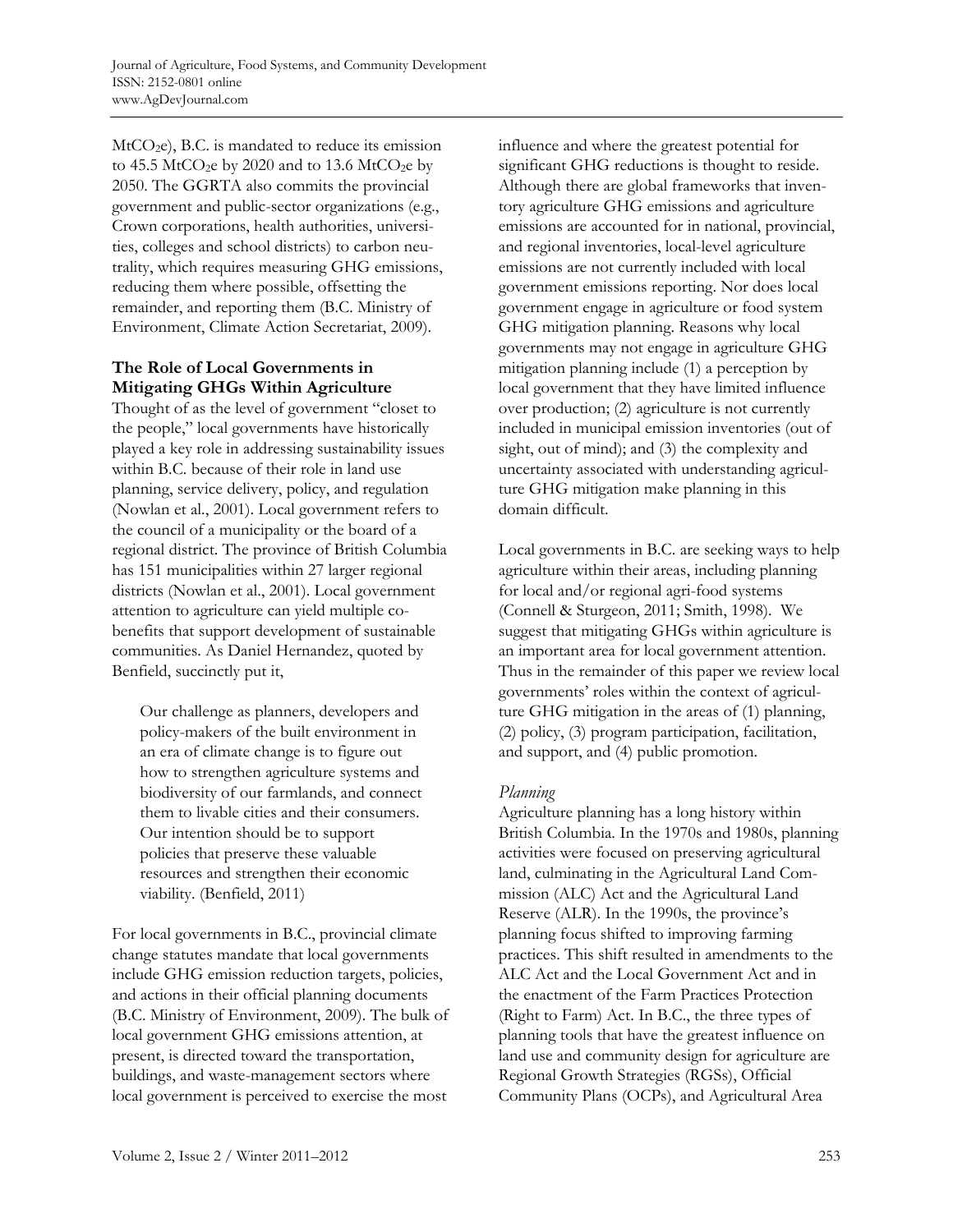$MtCO_2e$), B.C. is mandated to reduce its emission to 45.5 $MtCO_2e$ by 2020 and to 13.6 $MtCO_2e$ by 2050. The GGRTA also commits the provincial government and public-sector organizations (e.g., Crown corporations, health authorities, universities, colleges and school districts) to carbon neutrality, which requires measuring GHG emissions, reducing them where possible, offsetting the remainder, and reporting them (B.C. Ministry of Environment, Climate Action Secretariat, 2009).

### The Role of Local Governments in Mitigating GHGs Within Agriculture

Thought of as the level of government "closet to the people," local governments have historically played a key role in addressing sustainability issues within B.C. because of their role in land use planning, service delivery, policy, and regulation (Nowlan et al., 2001). Local government refers to the council of a municipality or the board of a regional district. The province of British Columbia has 151 municipalities within 27 larger regional districts (Nowlan et al., 2001). Local government attention to agriculture can yield multiple co-benefits that support development of sustainable communities. As Daniel Hernandez, quoted by Benfield, succinctly put it,

> Our challenge as planners, developers and policy-makers of the built environment in an era of climate change is to figure out how to strengthen agriculture systems and biodiversity of our farmlands, and connect them to livable cities and their consumers. Our intention should be to support policies that preserve these valuable resources and strengthen their economic viability. (Benfield, 2011)

For local governments in B.C., provincial climate change statutes mandate that local governments include GHG emission reduction targets, policies, and actions in their official planning documents (B.C. Ministry of Environment, 2009). The bulk of local government GHG emissions attention, at present, is directed toward the transportation, buildings, and waste-management sectors where local government is perceived to exercise the most influence and where the greatest potential for significant GHG reductions is thought to reside. Although there are global frameworks that inventory agriculture GHG emissions and agriculture emissions are accounted for in national, provincial, and regional inventories, local-level agriculture emissions are not currently included with local government emissions reporting. Nor does local government engage in agriculture or food system GHG mitigation planning. Reasons why local governments may not engage in agriculture GHG mitigation planning include (1) a perception by local government that they have limited influence over production; (2) agriculture is not currently included in municipal emission inventories (out of sight, out of mind); and (3) the complexity and uncertainty associated with understanding agriculture GHG mitigation make planning in this domain difficult.

Local governments in B.C. are seeking ways to help agriculture within their areas, including planning for local and/or regional agri-food systems (Connell & Sturgeon, 2011; Smith, 1998). We suggest that mitigating GHGs within agriculture is an important area for local government attention. Thus in the remainder of this paper we review local governments' roles within the context of agriculture GHG mitigation in the areas of (1) planning, (2) policy, (3) program participation, facilitation, and support, and (4) public promotion.

#### *Planning*

Agriculture planning has a long history within British Columbia. In the 1970s and 1980s, planning activities were focused on preserving agricultural land, culminating in the Agricultural Land Commission (ALC) Act and the Agricultural Land Reserve (ALR). In the 1990s, the province's planning focus shifted to improving farming practices. This shift resulted in amendments to the ALC Act and the Local Government Act and in the enactment of the Farm Practices Protection (Right to Farm) Act. In B.C., the three types of planning tools that have the greatest influence on land use and community design for agriculture are Regional Growth Strategies (RGSs), Official Community Plans (OCPs), and Agricultural Area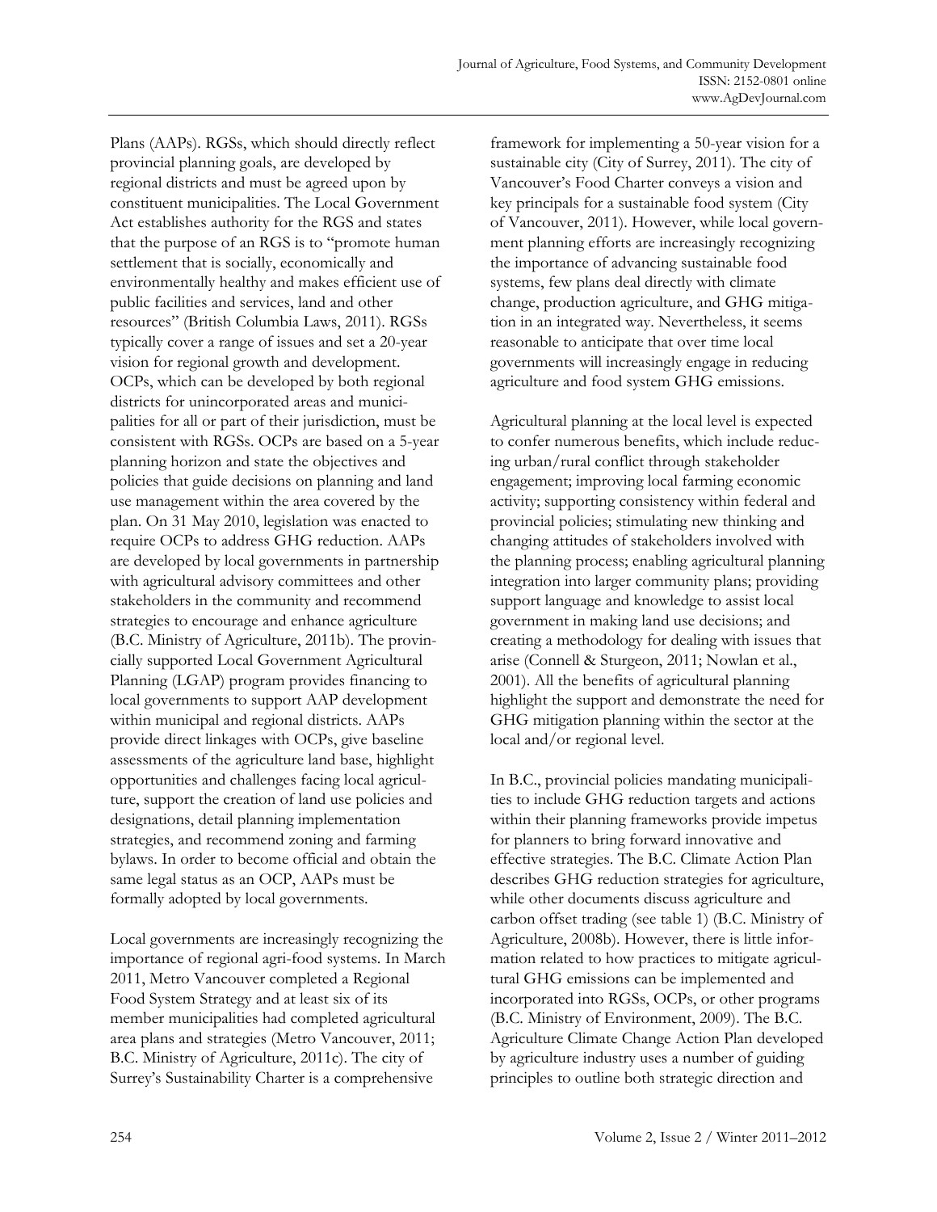Plans (AAPs). RGSs, which should directly reflect provincial planning goals, are developed by regional districts and must be agreed upon by constituent municipalities. The Local Government Act establishes authority for the RGS and states that the purpose of an RGS is to "promote human settlement that is socially, economically and environmentally healthy and makes efficient use of public facilities and services, land and other resources" (British Columbia Laws, 2011). RGSs typically cover a range of issues and set a 20-year vision for regional growth and development. OCPs, which can be developed by both regional districts for unincorporated areas and municipalities for all or part of their jurisdiction, must be consistent with RGSs. OCPs are based on a 5-year planning horizon and state the objectives and policies that guide decisions on planning and land use management within the area covered by the plan. On 31 May 2010, legislation was enacted to require OCPs to address GHG reduction. AAPs are developed by local governments in partnership with agricultural advisory committees and other stakeholders in the community and recommend strategies to encourage and enhance agriculture (B.C. Ministry of Agriculture, 2011b). The provincially supported Local Government Agricultural Planning (LGAP) program provides financing to local governments to support AAP development within municipal and regional districts. AAPs provide direct linkages with OCPs, give baseline assessments of the agriculture land base, highlight opportunities and challenges facing local agriculture, support the creation of land use policies and designations, detail planning implementation strategies, and recommend zoning and farming bylaws. In order to become official and obtain the same legal status as an OCP, AAPs must be formally adopted by local governments.

Local governments are increasingly recognizing the importance of regional agri-food systems. In March 2011, Metro Vancouver completed a Regional Food System Strategy and at least six of its member municipalities had completed agricultural area plans and strategies (Metro Vancouver, 2011; B.C. Ministry of Agriculture, 2011c). The city of Surrey's Sustainability Charter is a comprehensive framework for implementing a 50-year vision for a sustainable city (City of Surrey, 2011). The city of Vancouver's Food Charter conveys a vision and key principals for a sustainable food system (City of Vancouver, 2011). However, while local government planning efforts are increasingly recognizing the importance of advancing sustainable food systems, few plans deal directly with climate change, production agriculture, and GHG mitigation in an integrated way. Nevertheless, it seems reasonable to anticipate that over time local governments will increasingly engage in reducing agriculture and food system GHG emissions.

Agricultural planning at the local level is expected to confer numerous benefits, which include reducing urban/rural conflict through stakeholder engagement; improving local farming economic activity; supporting consistency within federal and provincial policies; stimulating new thinking and changing attitudes of stakeholders involved with the planning process; enabling agricultural planning integration into larger community plans; providing support language and knowledge to assist local government in making land use decisions; and creating a methodology for dealing with issues that arise (Connell & Sturgeon, 2011; Nowlan et al., 2001). All the benefits of agricultural planning highlight the support and demonstrate the need for GHG mitigation planning within the sector at the local and/or regional level.

In B.C., provincial policies mandating municipalities to include GHG reduction targets and actions within their planning frameworks provide impetus for planners to bring forward innovative and effective strategies. The B.C. Climate Action Plan describes GHG reduction strategies for agriculture, while other documents discuss agriculture and carbon offset trading (see table 1) (B.C. Ministry of Agriculture, 2008b). However, there is little information related to how practices to mitigate agricultural GHG emissions can be implemented and incorporated into RGSs, OCPs, or other programs (B.C. Ministry of Environment, 2009). The B.C. Agriculture Climate Change Action Plan developed by agriculture industry uses a number of guiding principles to outline both strategic direction and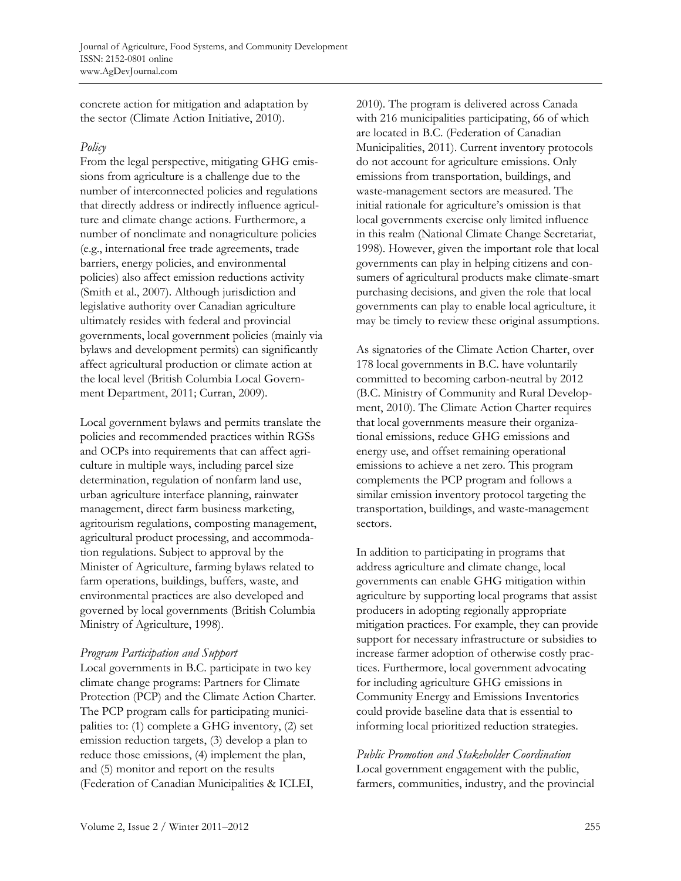concrete action for mitigation and adaptation by the sector (Climate Action Initiative, 2010).

### *Policy*

From the legal perspective, mitigating GHG emissions from agriculture is a challenge due to the number of interconnected policies and regulations that directly address or indirectly influence agriculture and climate change actions. Furthermore, a number of nonclimate and nonagriculture policies (e.g., international free trade agreements, trade barriers, energy policies, and environmental policies) also affect emission reductions activity (Smith et al., 2007). Although jurisdiction and legislative authority over Canadian agriculture ultimately resides with federal and provincial governments, local government policies (mainly via bylaws and development permits) can significantly affect agricultural production or climate action at the local level (British Columbia Local Government Department, 2011; Curran, 2009).

Local government bylaws and permits translate the policies and recommended practices within RGSs and OCPs into requirements that can affect agriculture in multiple ways, including parcel size determination, regulation of nonfarm land use, urban agriculture interface planning, rainwater management, direct farm business marketing, agritourism regulations, composting management, agricultural product processing, and accommodation regulations. Subject to approval by the Minister of Agriculture, farming bylaws related to farm operations, buildings, buffers, waste, and environmental practices are also developed and governed by local governments (British Columbia Ministry of Agriculture, 1998).

### *Program Participation and Support*

Local governments in B.C. participate in two key climate change programs: Partners for Climate Protection (PCP) and the Climate Action Charter. The PCP program calls for participating municipalities to: (1) complete a GHG inventory, (2) set emission reduction targets, (3) develop a plan to reduce those emissions, (4) implement the plan, and (5) monitor and report on the results (Federation of Canadian Municipalities & ICLEI, 2010). The program is delivered across Canada with 216 municipalities participating, 66 of which are located in B.C. (Federation of Canadian Municipalities, 2011). Current inventory protocols do not account for agriculture emissions. Only emissions from transportation, buildings, and waste-management sectors are measured. The initial rationale for agriculture's omission is that local governments exercise only limited influence in this realm (National Climate Change Secretariat, 1998). However, given the important role that local governments can play in helping citizens and consumers of agricultural products make climate-smart purchasing decisions, and given the role that local governments can play to enable local agriculture, it may be timely to review these original assumptions.

As signatories of the Climate Action Charter, over 178 local governments in B.C. have voluntarily committed to becoming carbon-neutral by 2012 (B.C. Ministry of Community and Rural Development, 2010). The Climate Action Charter requires that local governments measure their organizational emissions, reduce GHG emissions and energy use, and offset remaining operational emissions to achieve a net zero. This program complements the PCP program and follows a similar emission inventory protocol targeting the transportation, buildings, and waste-management sectors.

In addition to participating in programs that address agriculture and climate change, local governments can enable GHG mitigation within agriculture by supporting local programs that assist producers in adopting regionally appropriate mitigation practices. For example, they can provide support for necessary infrastructure or subsidies to increase farmer adoption of otherwise costly practices. Furthermore, local government advocating for including agriculture GHG emissions in Community Energy and Emissions Inventories could provide baseline data that is essential to informing local prioritized reduction strategies.

### *Public Promotion and Stakeholder Coordination*

Local government engagement with the public, farmers, communities, industry, and the provincial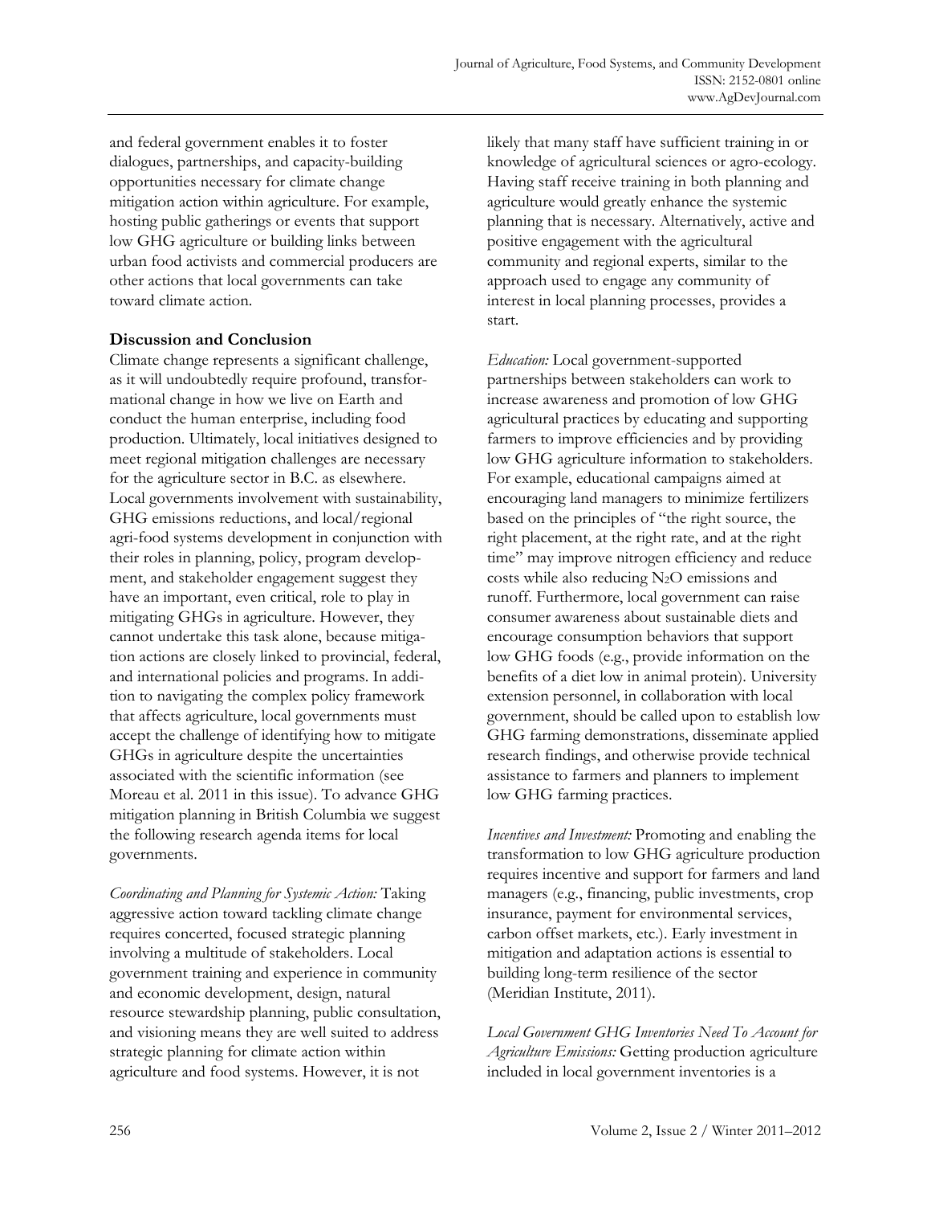and federal government enables it to foster dialogues, partnerships, and capacity-building opportunities necessary for climate change mitigation action within agriculture. For example, hosting public gatherings or events that support low GHG agriculture or building links between urban food activists and commercial producers are other actions that local governments can take toward climate action.

## Discussion and Conclusion

Climate change represents a significant challenge, as it will undoubtedly require profound, transformational change in how we live on Earth and conduct the human enterprise, including food production. Ultimately, local initiatives designed to meet regional mitigation challenges are necessary for the agriculture sector in B.C. as elsewhere. Local governments involvement with sustainability, GHG emissions reductions, and local/regional agri-food systems development in conjunction with their roles in planning, policy, program development, and stakeholder engagement suggest they have an important, even critical, role to play in mitigating GHGs in agriculture. However, they cannot undertake this task alone, because mitigation actions are closely linked to provincial, federal, and international policies and programs. In addition to navigating the complex policy framework that affects agriculture, local governments must accept the challenge of identifying how to mitigate GHGs in agriculture despite the uncertainties associated with the scientific information (see Moreau et al. 2011 in this issue). To advance GHG mitigation planning in British Columbia we suggest the following research agenda items for local governments.

*Coordinating and Planning for Systemic Action:* Taking aggressive action toward tackling climate change requires concerted, focused strategic planning involving a multitude of stakeholders. Local government training and experience in community and economic development, design, natural resource stewardship planning, public consultation, and visioning means they are well suited to address strategic planning for climate action within agriculture and food systems. However, it is not likely that many staff have sufficient training in or knowledge of agricultural sciences or agro-ecology. Having staff receive training in both planning and agriculture would greatly enhance the systemic planning that is necessary. Alternatively, active and positive engagement with the agricultural community and regional experts, similar to the approach used to engage any community of interest in local planning processes, provides a start.

*Education:* Local government-supported partnerships between stakeholders can work to increase awareness and promotion of low GHG agricultural practices by educating and supporting farmers to improve efficiencies and by providing low GHG agriculture information to stakeholders. For example, educational campaigns aimed at encouraging land managers to minimize fertilizers based on the principles of "the right source, the right placement, at the right rate, and at the right time" may improve nitrogen efficiency and reduce costs while also reducing $N_2O$ emissions and runoff. Furthermore, local government can raise consumer awareness about sustainable diets and encourage consumption behaviors that support low GHG foods (e.g., provide information on the benefits of a diet low in animal protein). University extension personnel, in collaboration with local government, should be called upon to establish low GHG farming demonstrations, disseminate applied research findings, and otherwise provide technical assistance to farmers and planners to implement low GHG farming practices.

*Incentives and Investment:* Promoting and enabling the transformation to low GHG agriculture production requires incentive and support for farmers and land managers (e.g., financing, public investments, crop insurance, payment for environmental services, carbon offset markets, etc.). Early investment in mitigation and adaptation actions is essential to building long-term resilience of the sector (Meridian Institute, 2011).

*Local Government GHG Inventories Need To Account for Agriculture Emissions:* Getting production agriculture included in local government inventories is a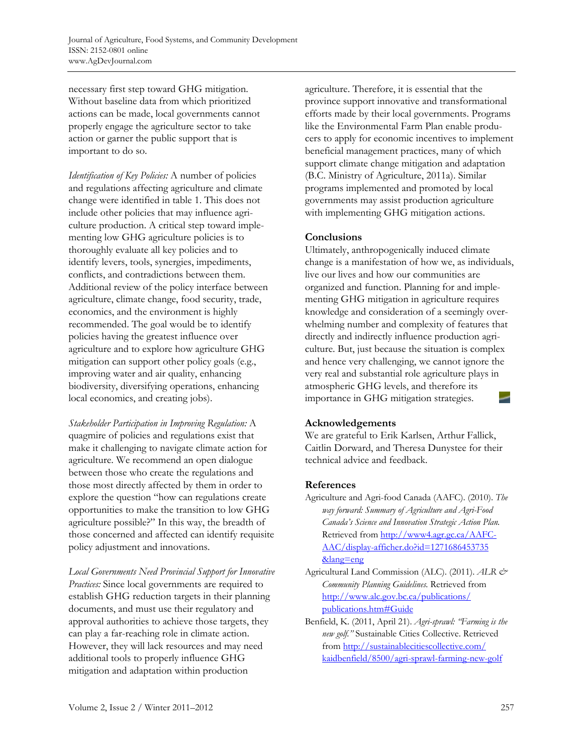necessary first step toward GHG mitigation. Without baseline data from which prioritized actions can be made, local governments cannot properly engage the agriculture sector to take action or garner the public support that is important to do so.

*Identification of Key Policies:* A number of policies and regulations affecting agriculture and climate change were identified in table 1. This does not include other policies that may influence agriculture production. A critical step toward implementing low GHG agriculture policies is to thoroughly evaluate all key policies and to identify levers, tools, synergies, impediments, conflicts, and contradictions between them. Additional review of the policy interface between agriculture, climate change, food security, trade, economics, and the environment is highly recommended. The goal would be to identify policies having the greatest influence over agriculture and to explore how agriculture GHG mitigation can support other policy goals (e.g., improving water and air quality, enhancing biodiversity, diversifying operations, enhancing local economics, and creating jobs).

*Stakeholder Participation in Improving Regulation:* A quagmire of policies and regulations exist that make it challenging to navigate climate action for agriculture. We recommend an open dialogue between those who create the regulations and those most directly affected by them in order to explore the question "how can regulations create opportunities to make the transition to low GHG agriculture possible?" In this way, the breadth of those concerned and affected can identify requisite policy adjustment and innovations.

*Local Governments Need Provincial Support for Innovative Practices:* Since local governments are required to establish GHG reduction targets in their planning documents, and must use their regulatory and approval authorities to achieve those targets, they can play a far-reaching role in climate action. However, they will lack resources and may need additional tools to properly influence GHG mitigation and adaptation within production agriculture. Therefore, it is essential that the province support innovative and transformational efforts made by their local governments. Programs like the Environmental Farm Plan enable producers to apply for economic incentives to implement beneficial management practices, many of which support climate change mitigation and adaptation (B.C. Ministry of Agriculture, 2011a). Similar programs implemented and promoted by local governments may assist production agriculture with implementing GHG mitigation actions.

## Conclusions

Ultimately, anthropogenically induced climate change is a manifestation of how we, as individuals, live our lives and how our communities are organized and function. Planning for and implementing GHG mitigation in agriculture requires knowledge and consideration of a seemingly overwhelming number and complexity of features that directly and indirectly influence production agriculture. But, just because the situation is complex and hence very challenging, we cannot ignore the very real and substantial role agriculture plays in atmospheric GHG levels, and therefore its importance in GHG mitigation strategies.

## Acknowledgements

We are grateful to Erik Karlsen, Arthur Fallick, Caitlin Dorward, and Theresa Dunystee for their technical advice and feedback.

## References

Agriculture and Agri-food Canada (AAFC). (2010). *The way forward: Summary of Agriculture and Agri-Food Canada's Science and Innovation Strategic Action Plan.* Retrieved from http://www4.agr.gc.ca/AAFC-AAC/display-afficher.do?id=1271686453735&lang=eng

Agricultural Land Commission (ALC). (2011). *ALR & Community Planning Guidelines.* Retrieved from http://www.alc.gov.bc.ca/publications/publications.htm#Guide

Benfield, K. (2011, April 21). *Agri-sprawl: "Farming is the new golf."* Sustainable Cities Collective. Retrieved from http://sustainablecitiescollective.com/kaidbenfield/8500/agri-sprawl-farming-new-golf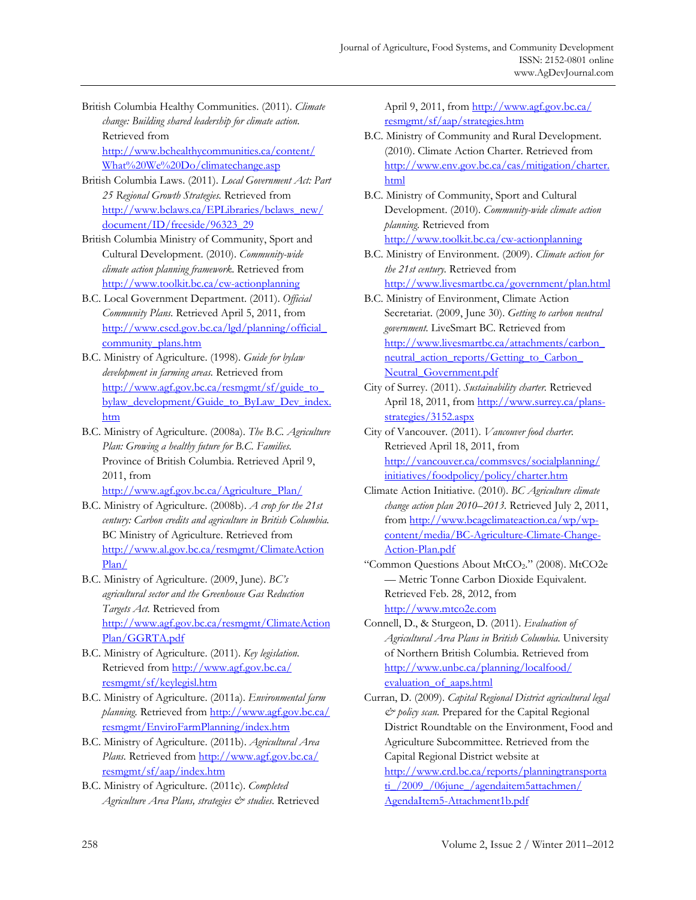British Columbia Healthy Communities. (2011). *Climate change: Building shared leadership for climate action.* Retrieved from http://www.bchealthycommunities.ca/content/What%20We%20Do/climatechange.asp

British Columbia Laws. (2011). *Local Government Act: Part 25 Regional Growth Strategies.* Retrieved from http://www.bclaws.ca/EPLibraries/bclaws_new/document/ID/freeside/96323_29

British Columbia Ministry of Community, Sport and Cultural Development. (2010). *Community-wide climate action planning framework.* Retrieved from http://www.toolkit.bc.ca/cw-actionplanning

B.C. Local Government Department. (2011). *Official Community Plans.* Retrieved April 5, 2011, from http://www.cscd.gov.bc.ca/lgd/planning/official_community_plans.htm

B.C. Ministry of Agriculture. (1998). *Guide for bylaw development in farming areas.* Retrieved from http://www.agf.gov.bc.ca/resmgmt/sf/guide_to_bylaw_development/Guide_to_ByLaw_Dev_index.htm

B.C. Ministry of Agriculture. (2008a). *The B.C. Agriculture Plan: Growing a healthy future for B.C. Families.* Province of British Columbia. Retrieved April 9, 2011, from http://www.agf.gov.bc.ca/Agriculture_Plan/

B.C. Ministry of Agriculture. (2008b). *A crop for the 21st century: Carbon credits and agriculture in British Columbia.* BC Ministry of Agriculture. Retrieved from http://www.al.gov.bc.ca/resmgmt/ClimateActionPlan/

B.C. Ministry of Agriculture. (2009, June). *BC's agricultural sector and the Greenhouse Gas Reduction Targets Act.* Retrieved from http://www.agf.gov.bc.ca/resmgmt/ClimateActionPlan/GGRTA.pdf

B.C. Ministry of Agriculture. (2011). *Key legislation.* Retrieved from http://www.agf.gov.bc.ca/resmgmt/sf/keylegisl.htm

B.C. Ministry of Agriculture. (2011a). *Environmental farm planning.* Retrieved from http://www.agf.gov.bc.ca/resmgmt/EnviroFarmPlanning/index.htm

B.C. Ministry of Agriculture. (2011b). *Agricultural Area Plans.* Retrieved from http://www.agf.gov.bc.ca/resmgmt/sf/aap/index.htm

B.C. Ministry of Agriculture. (2011c). *Completed Agriculture Area Plans, strategies & studies.* Retrieved April 9, 2011, from http://www.agf.gov.bc.ca/resmgmt/sf/aap/strategies.htm

B.C. Ministry of Community and Rural Development. (2010). Climate Action Charter. Retrieved from http://www.env.gov.bc.ca/cas/mitigation/charter.html

B.C. Ministry of Community, Sport and Cultural Development. (2010). *Community-wide climate action planning.* Retrieved from http://www.toolkit.bc.ca/cw-actionplanning

B.C. Ministry of Environment. (2009). *Climate action for the 21st century.* Retrieved from http://www.livesmartbc.ca/government/plan.html

B.C. Ministry of Environment, Climate Action Secretariat. (2009, June 30). *Getting to carbon neutral government.* LiveSmart BC. Retrieved from http://www.livesmartbc.ca/attachments/carbon_neutral_action_reports/Getting_to_Carbon_Neutral_Government.pdf

City of Surrey. (2011). *Sustainability charter.* Retrieved April 18, 2011, from http://www.surrey.ca/plans-strategies/3152.aspx

City of Vancouver. (2011). *Vancouver food charter.* Retrieved April 18, 2011, from http://vancouver.ca/commsvcs/socialplanning/initiatives/foodpolicy/policy/charter.htm

Climate Action Initiative. (2010). *BC Agriculture climate change action plan 2010–2013.* Retrieved July 2, 2011, from http://www.bcagclimateaction.ca/wp/wp-content/media/BC-Agriculture-Climate-Change-Action-Plan.pdf

"Common Questions About $MtCO_2$." (2008). MtCO2e — Metric Tonne Carbon Dioxide Equivalent. Retrieved Feb. 28, 2012, from http://www.mtco2e.com

Connell, D., & Sturgeon, D. (2011). *Evaluation of Agricultural Area Plans in British Columbia.* University of Northern British Columbia. Retrieved from http://www.unbc.ca/planning/localfood/evaluation_of_aaps.html

Curran, D. (2009). *Capital Regional District agricultural legal & policy scan.* Prepared for the Capital Regional District Roundtable on the Environment, Food and Agriculture Subcommittee. Retrieved from the Capital Regional District website at http://www.crd.bc.ca/reports/planningtransportati_/2009_/06june_/agendaitem5attachmen/AgendaItem5-Attachment1b.pdf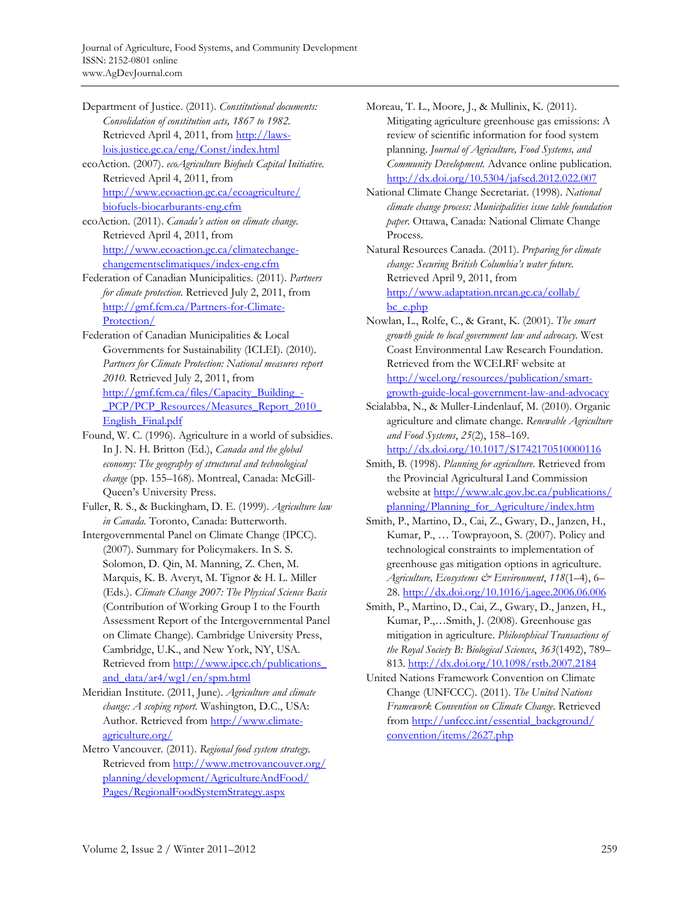Department of Justice. (2011). *Constitutional documents: Consolidation of constitution acts, 1867 to 1982.* Retrieved April 4, 2011, from http://laws-lois.justice.gc.ca/eng/Const/index.html

ecoAction. (2007). *ecoAgriculture Biofuels Capital Initiative.* Retrieved April 4, 2011, from http://www.ecoaction.gc.ca/ecoagriculture/biofuels-biocarburants-eng.cfm

ecoAction. (2011). *Canada's action on climate change.* Retrieved April 4, 2011, from http://www.ecoaction.gc.ca/climatechange-changementsclimatiques/index-eng.cfm

Federation of Canadian Municipalities. (2011). *Partners for climate protection.* Retrieved July 2, 2011, from http://gmf.fcm.ca/Partners-for-Climate-Protection/

Federation of Canadian Municipalities & Local Governments for Sustainability (ICLEI). (2010). *Partners for Climate Protection: National measures report 2010.* Retrieved July 2, 2011, from http://gmf.fcm.ca/files/Capacity_Building_-_PCP/PCP_Resources/Measures_Report_2010_English_Final.pdf

Found, W. C. (1996). Agriculture in a world of subsidies. In J. N. H. Britton (Ed.), *Canada and the global economy: The geography of structural and technological change* (pp. 155–168). Montreal, Canada: McGill-Queen's University Press.

Fuller, R. S., & Buckingham, D. E. (1999). *Agriculture law in Canada.* Toronto, Canada: Butterworth.

Intergovernmental Panel on Climate Change (IPCC). (2007). Summary for Policymakers. In S. S. Solomon, D. Qin, M. Manning, Z. Chen, M. Marquis, K. B. Averyt, M. Tignor & H. L. Miller (Eds.). *Climate Change 2007: The Physical Science Basis* (Contribution of Working Group I to the Fourth Assessment Report of the Intergovernmental Panel on Climate Change). Cambridge University Press, Cambridge, U.K., and New York, NY, USA. Retrieved from http://www.ipcc.ch/publications_and_data/ar4/wg1/en/spm.html

Meridian Institute. (2011, June). *Agriculture and climate change: A scoping report.* Washington, D.C., USA: Author. Retrieved from http://www.climate-agriculture.org/

Metro Vancouver. (2011). *Regional food system strategy.* Retrieved from http://www.metrovancouver.org/planning/development/AgricultureAndFood/Pages/RegionalFoodSystemStrategy.aspx

Moreau, T. L., Moore, J., & Mullinix, K. (2011). Mitigating agriculture greenhouse gas emissions: A review of scientific information for food system planning. *Journal of Agriculture, Food Systems, and Community Development.* Advance online publication. http://dx.doi.org/10.5304/jafscd.2012.022.007

National Climate Change Secretariat. (1998). *National climate change process: Municipalities issue table foundation paper.* Ottawa, Canada: National Climate Change Process.

Natural Resources Canada. (2011). *Preparing for climate change: Securing British Columbia's water future.* Retrieved April 9, 2011, from http://www.adaptation.nrcan.gc.ca/collab/bc_e.php

Nowlan, L., Rolfe, C., & Grant, K. (2001). *The smart growth guide to local government law and advocacy.* West Coast Environmental Law Research Foundation. Retrieved from the WCELRF website at http://wcel.org/resources/publication/smart-growth-guide-local-government-law-and-advocacy

Scialabba, N., & Muller-Lindenlauf, M. (2010). Organic agriculture and climate change. *Renewable Agriculture and Food Systems*, *25*(2), 158–169. http://dx.doi.org/10.1017/S1742170510000116

Smith, B. (1998). *Planning for agriculture.* Retrieved from the Provincial Agricultural Land Commission website at http://www.alc.gov.bc.ca/publications/planning/Planning_for_Agriculture/index.htm

Smith, P., Martino, D., Cai, Z., Gwary, D., Janzen, H., Kumar, P., … Towprayoon, S. (2007). Policy and technological constraints to implementation of greenhouse gas mitigation options in agriculture. *Agriculture, Ecosystems & Environment*, *118*(1–4), 6–28. http://dx.doi.org/10.1016/j.agee.2006.06.006

Smith, P., Martino, D., Cai, Z., Gwary, D., Janzen, H., Kumar, P.,…Smith, J. (2008). Greenhouse gas mitigation in agriculture. *Philosophical Transactions of the Royal Society B: Biological Sciences*, *363*(1492), 789–813. http://dx.doi.org/10.1098/rstb.2007.2184

United Nations Framework Convention on Climate Change (UNFCCC). (2011). *The United Nations Framework Convention on Climate Change.* Retrieved from http://unfccc.int/essential_background/convention/items/2627.php